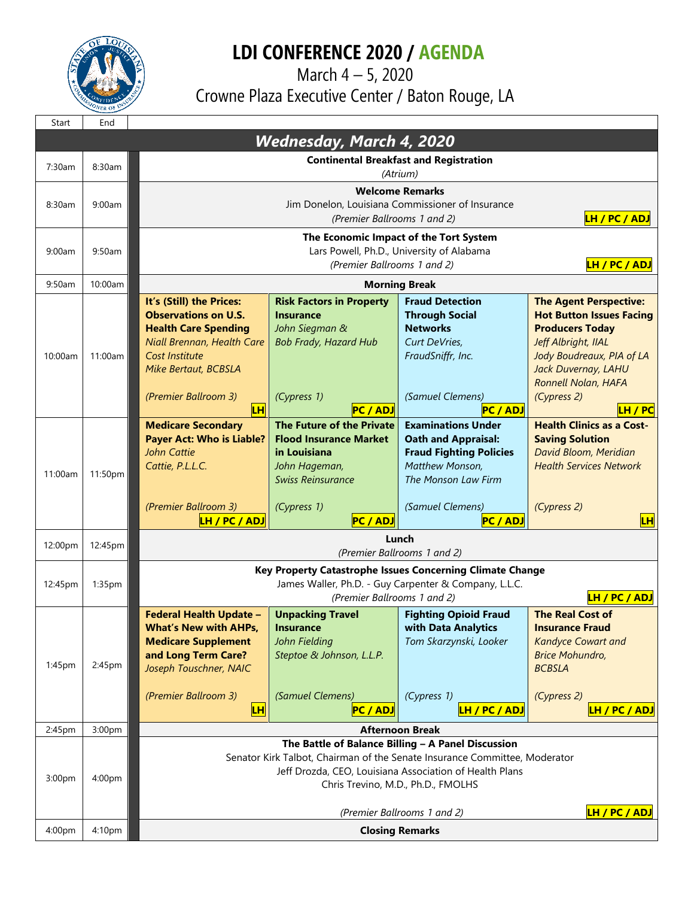# LDI CONFERENCE 2020 / AGENDA

March 4 – 5, 2020

Crowne Plaza Executive Center / Baton Rouge, LA

| Start | End | | | | |
|---|---|---|---|---|---|
| **Wednesday, March 4, 2020** | | | | | |
| 7:30am | 8:30am | **Continental Breakfast and Registration** *(Atrium)* | | | |
| 8:30am | 9:00am | **Welcome Remarks** Jim Donelon, Louisiana Commissioner of Insurance *(Premier Ballrooms 1 and 2)* LH / PC / ADJ | | | |
| 9:00am | 9:50am | **The Economic Impact of the Tort System** Lars Powell, Ph.D., University of Alabama *(Premier Ballrooms 1 and 2)* LH / PC / ADJ | | | |
| 9:50am | 10:00am | **Morning Break** | | | |
| 10:00am | 11:00am | **It's (Still) the Prices: Observations on U.S. Health Care Spending** *Niall Brennan, Health Care Cost Institute* *Mike Bertaut, BCBSLA* *(Premier Ballroom 3)* LH | **Risk Factors in Property Insurance** *John Siegman & Bob Frady, Hazard Hub* *(Cypress 1)* PC / ADJ | **Fraud Detection Through Social Networks** *Curt DeVries, FraudSniffr, Inc.* *(Samuel Clemens)* PC / ADJ | **The Agent Perspective: Hot Button Issues Facing Producers Today** *Jeff Albright, IIAL* *Jody Boudreaux, PIA of LA* *Jack Duvernay, LAHU* *Ronnell Nolan, HAFA* *(Cypress 2)* LH / PC |
| 11:00am | 11:50pm | **Medicare Secondary Payer Act: Who is Liable?** *John Cattie* *Cattie, P.L.L.C.* *(Premier Ballroom 3)* LH / PC / ADJ | **The Future of the Private Flood Insurance Market in Louisiana** *John Hageman, Swiss Reinsurance* *(Cypress 1)* PC / ADJ | **Examinations Under Oath and Appraisal: Fraud Fighting Policies** *Matthew Monson, The Monson Law Firm* *(Samuel Clemens)* PC / ADJ | **Health Clinics as a Cost-Saving Solution** *David Bloom, Meridian Health Services Network* *(Cypress 2)* LH |
| 12:00pm | 12:45pm | **Lunch** *(Premier Ballrooms 1 and 2)* | | | |
| 12:45pm | 1:35pm | **Key Property Catastrophe Issues Concerning Climate Change** James Waller, Ph.D. - Guy Carpenter & Company, L.L.C. *(Premier Ballrooms 1 and 2)* LH / PC / ADJ | | | |
| 1:45pm | 2:45pm | **Federal Health Update – What's New with AHPs, Medicare Supplement and Long Term Care?** *Joseph Touschner, NAIC* *(Premier Ballroom 3)* LH | **Unpacking Travel Insurance** *John Fielding* *Steptoe & Johnson, L.L.P.* *(Samuel Clemens)* PC / ADJ | **Fighting Opioid Fraud with Data Analytics** *Tom Skarzynski, Looker* *(Cypress 1)* LH / PC / ADJ | **The Real Cost of Insurance Fraud** *Kandyce Cowart and Brice Mohundro, BCBSLA* *(Cypress 2)* LH / PC / ADJ |
| 2:45pm | 3:00pm | **Afternoon Break** | | | |
| 3:00pm | 4:00pm | **The Battle of Balance Billing – A Panel Discussion** Senator Kirk Talbot, Chairman of the Senate Insurance Committee, Moderator Jeff Drozda, CEO, Louisiana Association of Health Plans Chris Trevino, M.D., Ph.D., FMOLHS *(Premier Ballrooms 1 and 2)* LH / PC / ADJ | | | |
| 4:00pm | 4:10pm | **Closing Remarks** | | | |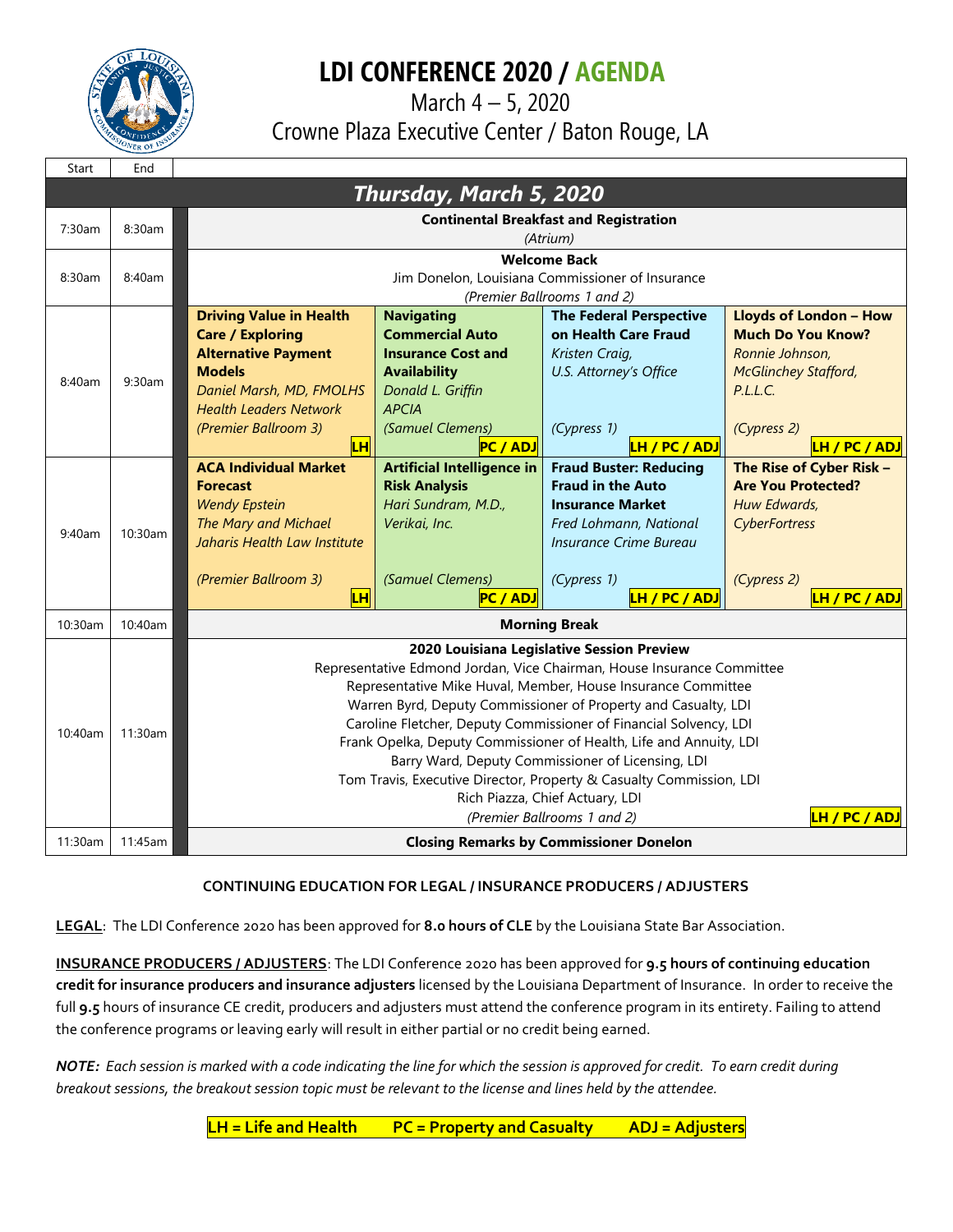# LDI CONFERENCE 2020 / AGENDA

March 4 – 5, 2020

Crowne Plaza Executive Center / Baton Rouge, LA

| Start | End | | | | |
|---|---|---|---|---|---|
| **Thursday, March 5, 2020** | | | | | |
| 7:30am | 8:30am | **Continental Breakfast and Registration** *(Atrium)* | | | |
| 8:30am | 8:40am | **Welcome Back** Jim Donelon, Louisiana Commissioner of Insurance *(Premier Ballrooms 1 and 2)* | | | |
| 8:40am | 9:30am | **Driving Value in Health Care / Exploring Alternative Payment Models** *Daniel Marsh, MD, FMOLHS Health Leaders Network* *(Premier Ballroom 3)* LH | **Navigating Commercial Auto Insurance Cost and Availability** *Donald L. Griffin APCIA* *(Samuel Clemens)* PC / ADJ | **The Federal Perspective on Health Care Fraud** *Kristen Craig, U.S. Attorney's Office* *(Cypress 1)* LH / PC / ADJ | **Lloyds of London – How Much Do You Know?** *Ronnie Johnson, McGlinchey Stafford, P.L.L.C.* *(Cypress 2)* LH / PC / ADJ |
| 9:40am | 10:30am | **ACA Individual Market Forecast** *Wendy Epstein The Mary and Michael Jaharis Health Law Institute* *(Premier Ballroom 3)* LH | **Artificial Intelligence in Risk Analysis** *Hari Sundram, M.D., Verikai, Inc.* *(Samuel Clemens)* PC / ADJ | **Fraud Buster: Reducing Fraud in the Auto Insurance Market** *Fred Lohmann, National Insurance Crime Bureau* *(Cypress 1)* LH / PC / ADJ | **The Rise of Cyber Risk – Are You Protected?** *Huw Edwards, CyberFortress* *(Cypress 2)* LH / PC / ADJ |
| 10:30am | 10:40am | **Morning Break** | | | |
| 10:40am | 11:30am | **2020 Louisiana Legislative Session Preview** Representative Edmond Jordan, Vice Chairman, House Insurance Committee; Representative Mike Huval, Member, House Insurance Committee; Warren Byrd, Deputy Commissioner of Property and Casualty, LDI; Caroline Fletcher, Deputy Commissioner of Financial Solvency, LDI; Frank Opelka, Deputy Commissioner of Health, Life and Annuity, LDI; Barry Ward, Deputy Commissioner of Licensing, LDI; Tom Travis, Executive Director, Property & Casualty Commission, LDI; Rich Piazza, Chief Actuary, LDI *(Premier Ballrooms 1 and 2)* LH / PC / ADJ | | | |
| 11:30am | 11:45am | **Closing Remarks by Commissioner Donelon** | | | |

**CONTINUING EDUCATION FOR LEGAL / INSURANCE PRODUCERS / ADJUSTERS**

**LEGAL**: The LDI Conference 2020 has been approved for **8.0 hours of CLE** by the Louisiana State Bar Association.

**INSURANCE PRODUCERS / ADJUSTERS**: The LDI Conference 2020 has been approved for **9.5 hours of continuing education credit for insurance producers and insurance adjusters** licensed by the Louisiana Department of Insurance. In order to receive the full **9.5** hours of insurance CE credit, producers and adjusters must attend the conference program in its entirety. Failing to attend the conference programs or leaving early will result in either partial or no credit being earned.

***NOTE:*** *Each session is marked with a code indicating the line for which the session is approved for credit. To earn credit during breakout sessions, the breakout session topic must be relevant to the license and lines held by the attendee.*

**LH = Life and Health   PC = Property and Casualty   ADJ = Adjusters**